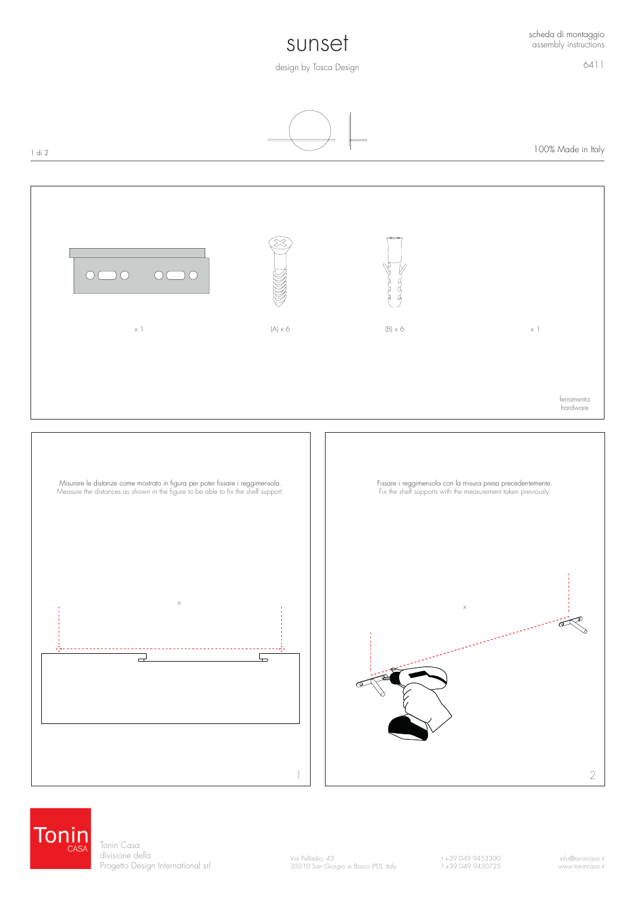# sunset

design by Tosca Design

scheda di montaggio
assembly instructions

6411

100% Made in Italy

x 1

(A) x 6

(B) x 6

x 1

ferramenta
hardware

Misurare le distanze come mostrato in figura per poter fissare i reggimensola.
Measure the distances as shown in the figure to be able to fix the shelf support.

x

1

Fissare i reggimensola con la misura presa precedentemente.
Fix the shelf supports with the measurement taken previously.

x

2

Tonin CASA

Tonin Casa
divisione della
Progetto Design International srl

Via Palladio, 43
35010 San Giorgio in Bosco (PD), Italy

t +39 049 9453300
f +39 049 9450725

info@tonincasa.it
www.tonincasa.it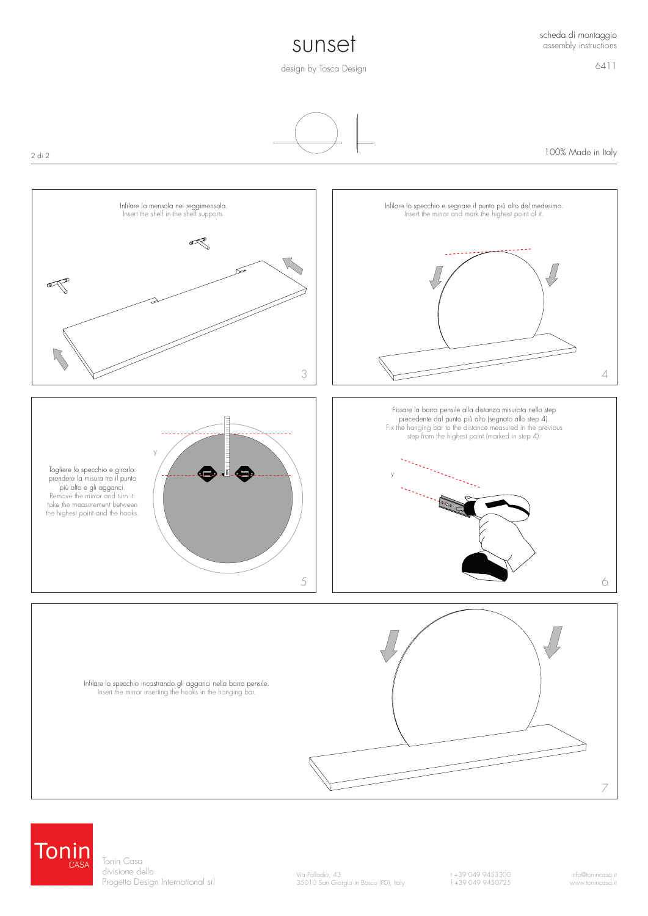# sunset

design by Tosca Design

scheda di montaggio
assembly instructions

6411

100% Made in Italy

Infilare la mensola nei reggimensola.
Insert the shelf in the shelf supports.

3

Infilare lo specchio e segnare il punto più alto del medesimo.
Insert the mirror and mark the highest point of it.

4

Togliere lo specchio e girarlo: prendere la misura tra il punto più alto e gli agganci.
Remove the mirror and turn it: take the measurement between the highest point and the hooks.

y

5

Fissare la barra pensile alla distanza misurata nello step precedente dal punto più alto (segnato allo step 4).
Fix the hanging bar to the distance measured in the previous step from the highest point (marked in step 4).

y

6

Infilare lo specchio incastrando gli agganci nella barra pensile.
Insert the mirror inserting the hooks in the hanging bar.

7

Tonin CASA

Tonin Casa
divisione della
Progetto Design International srl

Via Palladio, 43
35010 San Giorgio in Bosco (PD), Italy

t +39 049 9453300
f +39 049 9450725

info@tonincasa.it
www.tonincasa.it